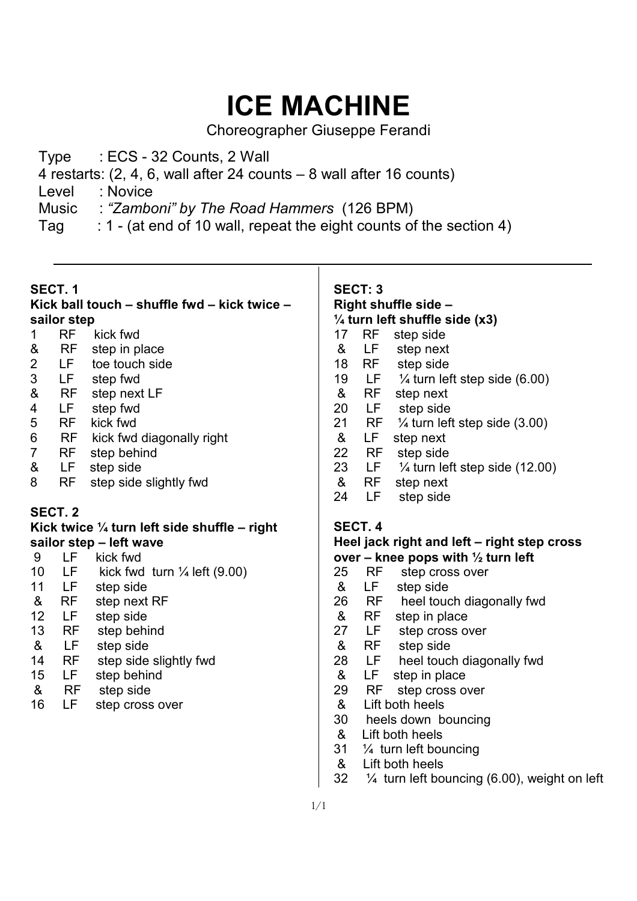# ICE MACHINE

Choreographer Giuseppe Ferandi

Type : ECS - 32 Counts, 2 Wall
4 restarts: (2, 4, 6, wall after 24 counts – 8 wall after 16 counts)
Level : Novice
Music : *"Zamboni" by The Road Hammers* (126 BPM)
Tag : 1 - (at end of 10 wall, repeat the eight counts of the section 4)

---

**SECT. 1**
**Kick ball touch – shuffle fwd – kick twice – sailor step**

1 RF kick fwd
& RF step in place
2 LF toe touch side
3 LF step fwd
& RF step next LF
4 LF step fwd
5 RF kick fwd
6 RF kick fwd diagonally right
7 RF step behind
& LF step side
8 RF step side slightly fwd

**SECT. 2**
**Kick twice ¼ turn left side shuffle – right sailor step – left wave**

9 LF kick fwd
10 LF kick fwd turn ¼ left (9.00)
11 LF step side
& RF step next RF
12 LF step side
13 RF step behind
& LF step side
14 RF step side slightly fwd
15 LF step behind
& RF step side
16 LF step cross over

**SECT: 3**
**Right shuffle side – ¼ turn left shuffle side (x3)**

17 RF step side
& LF step next
18 RF step side
19 LF ¼ turn left step side (6.00)
& RF step next
20 LF step side
21 RF ¼ turn left step side (3.00)
& LF step next
22 RF step side
23 LF ¼ turn left step side (12.00)
& RF step next
24 LF step side

**SECT. 4**
**Heel jack right and left – right step cross over – knee pops with ½ turn left**

25 RF step cross over
& LF step side
26 RF heel touch diagonally fwd
& RF step in place
27 LF step cross over
& RF step side
28 LF heel touch diagonally fwd
& LF step in place
29 RF step cross over
& Lift both heels
30 heels down bouncing
& Lift both heels
31 ¼ turn left bouncing
& Lift both heels
32 ¼ turn left bouncing (6.00), weight on left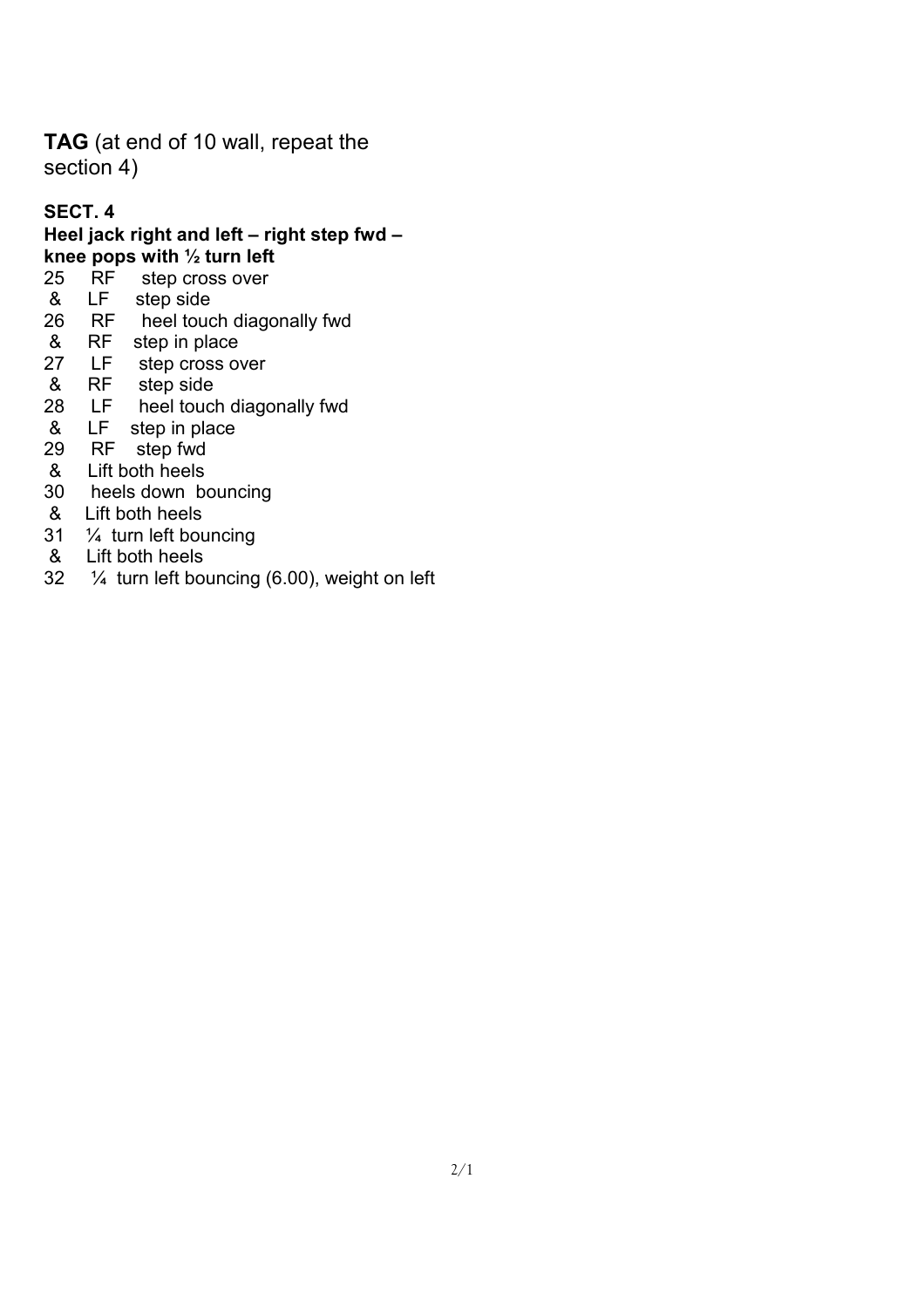**TAG** (at end of 10 wall, repeat the section 4)

**SECT. 4**
**Heel jack right and left – right step fwd – knee pops with ½ turn left**

25 RF step cross over
& LF step side
26 RF heel touch diagonally fwd
& RF step in place
27 LF step cross over
& RF step side
28 LF heel touch diagonally fwd
& LF step in place
29 RF step fwd
& Lift both heels
30 heels down bouncing
& Lift both heels
31 ¼ turn left bouncing
& Lift both heels
32 ¼ turn left bouncing (6.00), weight on left